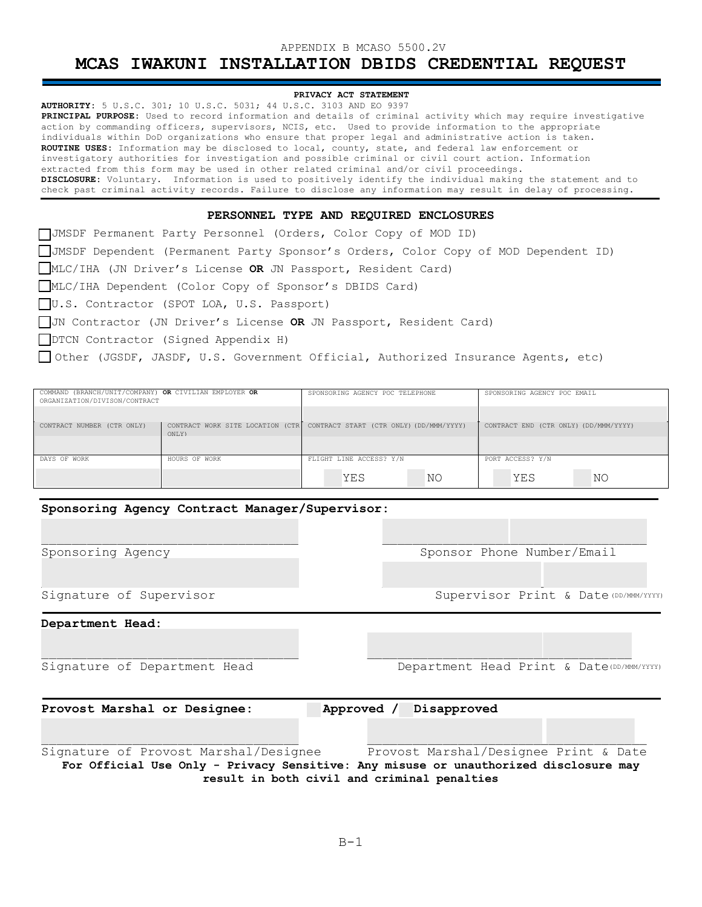APPENDIX B MCASO 5500.2V

# MCAS IWAKUNI INSTALLATION DBIDS CREDENTIAL REQUEST

**PRIVACY ACT STATEMENT**

**AUTHORITY:** 5 U.S.C. 301; 10 U.S.C. 5031; 44 U.S.C. 3103 AND EO 9397
**PRINCIPAL PURPOSE:** Used to record information and details of criminal activity which may require investigative action by commanding officers, supervisors, NCIS, etc. Used to provide information to the appropriate individuals within DoD organizations who ensure that proper legal and administrative action is taken.
**ROUTINE USES:** Information may be disclosed to local, county, state, and federal law enforcement or investigatory authorities for investigation and possible criminal or civil court action. Information extracted from this form may be used in other related criminal and/or civil proceedings.
**DISCLOSURE:** Voluntary. Information is used to positively identify the individual making the statement and to check past criminal activity records. Failure to disclose any information may result in delay of processing.

## PERSONNEL TYPE AND REQUIRED ENCLOSURES

- ☐ JMSDF Permanent Party Personnel (Orders, Color Copy of MOD ID)
- ☐ JMSDF Dependent (Permanent Party Sponsor's Orders, Color Copy of MOD Dependent ID)
- ☐ MLC/IHA (JN Driver's License **OR** JN Passport, Resident Card)
- ☐ MLC/IHA Dependent (Color Copy of Sponsor's DBIDS Card)
- ☐ U.S. Contractor (SPOT LOA, U.S. Passport)
- ☐ JN Contractor (JN Driver's License **OR** JN Passport, Resident Card)
- ☐ DTCN Contractor (Signed Appendix H)
- ☐ Other (JGSDF, JASDF, U.S. Government Official, Authorized Insurance Agents, etc)

| | | | |
|---|---|---|---|
| COMMAND (BRANCH/UNIT/COMPANY) **OR** CIVILIAN EMPLOYER **OR** ORGANIZATION/DIVISON/CONTRACT | | SPONSORING AGENCY POC TELEPHONE | SPONSORING AGENCY POC EMAIL |
| | | | |
| CONTRACT NUMBER (CTR ONLY) | CONTRACT WORK SITE LOCATION (CTR ONLY) | CONTRACT START (CTR ONLY) (DD/MMM/YYYY) | CONTRACT END (CTR ONLY) (DD/MMM/YYYY) |
| | | | |
| DAYS OF WORK | HOURS OF WORK | FLIGHT LINE ACCESS? Y/N | PORT ACCESS? Y/N |
| | | YES NO | YES NO |

**Sponsoring Agency Contract Manager/Supervisor:**

________________________________ ________________________________
Sponsoring Agency Sponsor Phone Number/Email

________________________________ ________________________________
Signature of Supervisor Supervisor Print & Date (DD/MMM/YYYY)

**Department Head:**

________________________________ ________________________________
Signature of Department Head Department Head Print & Date (DD/MMM/YYYY)

**Provost Marshal or Designee:** **Approved / Disapproved**

________________________________ ________________________________
Signature of Provost Marshal/Designee Provost Marshal/Designee Print & Date

**For Official Use Only - Privacy Sensitive: Any misuse or unauthorized disclosure may result in both civil and criminal penalties**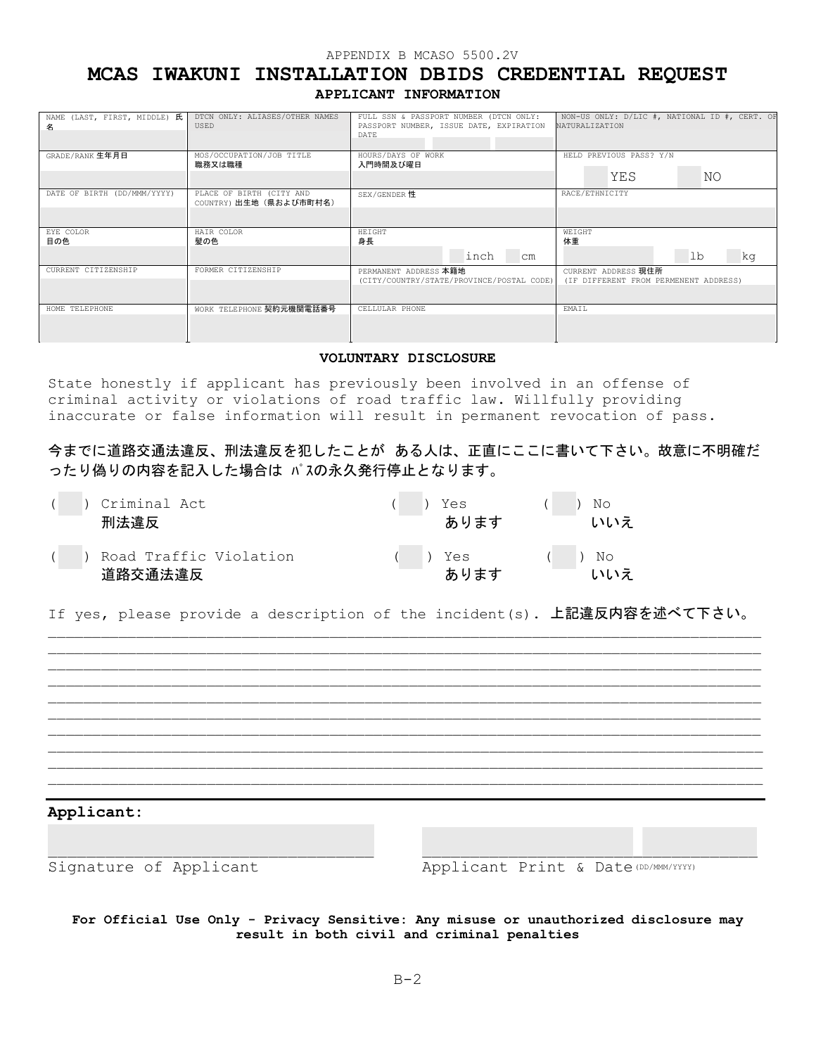APPENDIX B MCASO 5500.2V

# MCAS IWAKUNI INSTALLATION DBIDS CREDENTIAL REQUEST

## APPLICANT INFORMATION

| | | | |
|---|---|---|---|
| NAME (LAST, FIRST, MIDDLE) 氏名 | DTCN ONLY: ALIASES/OTHER NAMES USED | FULL SSN & PASSPORT NUMBER (DTCN ONLY: PASSPORT NUMBER, ISSUE DATE, EXPIRATION DATE | NON-US ONLY: D/LIC #, NATIONAL ID #, CERT. OF NATURALIZATION |
| GRADE/RANK 生年月日 | MOS/OCCUPATION/JOB TITLE 職務又は職種 | HOURS/DAYS OF WORK 入門時間及び曜日 | HELD PREVIOUS PASS? Y/N YES NO |
| DATE OF BIRTH (DD/MMM/YYYY) | PLACE OF BIRTH (CITY AND COUNTRY) 出生地（県および市町村名） | SEX/GENDER 性 | RACE/ETHNICITY |
| EYE COLOR 目の色 | HAIR COLOR 髪の色 | HEIGHT 身長 inch cm | WEIGHT 体重 lb kg |
| CURRENT CITIZENSHIP | FORMER CITIZENSHIP | PERMANENT ADDRESS 本籍地 (CITY/COUNTRY/STATE/PROVINCE/POSTAL CODE) | CURRENT ADDRESS 現住所 (IF DIFFERENT FROM PERMENENT ADDRESS) |
| HOME TELEPHONE | WORK TELEPHONE 契約元機関電話番号 | CELLULAR PHONE | EMAIL |

## VOLUNTARY DISCLOSURE

State honestly if applicant has previously been involved in an offense of criminal activity or violations of road traffic law. Willfully providing inaccurate or false information will result in permanent revocation of pass.

今までに道路交通法違反、刑法違反を犯したことが ある人は、正直にここに書いて下さい。故意に不明確だったり偽りの内容を記入した場合は ﾊﾟｽの永久発行停止となります。

( ) Criminal Act 刑法違反 ( ) Yes あります ( ) No いいえ

( ) Road Traffic Violation 道路交通法違反 ( ) Yes あります ( ) No いいえ

If yes, please provide a description of the incident(s). 上記違反内容を述べて下さい。

____________________________________________________________________________
____________________________________________________________________________
____________________________________________________________________________
____________________________________________________________________________
____________________________________________________________________________
____________________________________________________________________________
____________________________________________________________________________
____________________________________________________________________________
____________________________________________________________________________
____________________________________________________________________________

**Applicant:**

Signature of Applicant

Applicant Print & Date (DD/MMM/YYYY)

**For Official Use Only - Privacy Sensitive: Any misuse or unauthorized disclosure may result in both civil and criminal penalties**